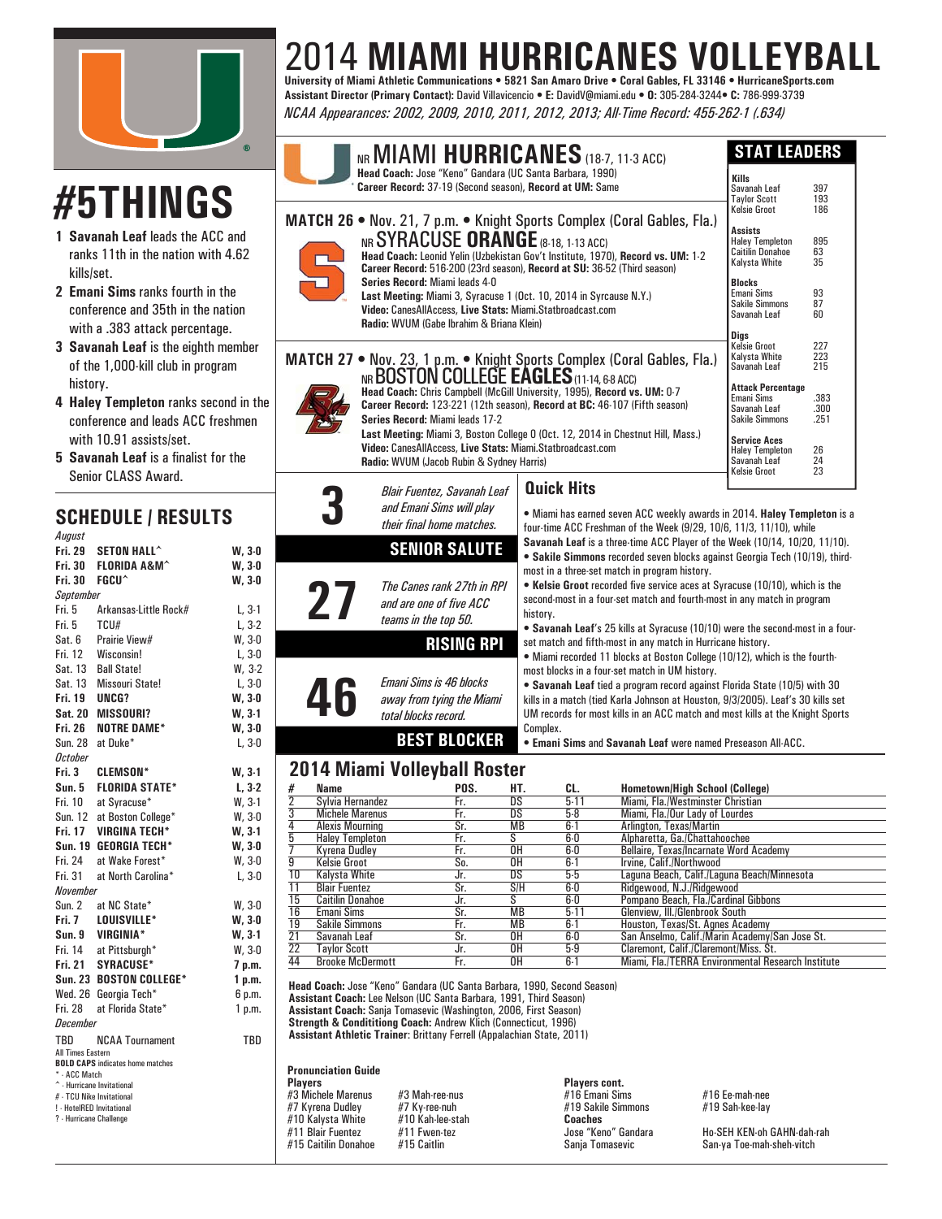# 2014 MIAMI HURRICANES VOLLEYBALL

**University of Miami Athletic Communications • 5821 San Amaro Drive • Coral Gables, FL 33146 • HurricaneSports.com**
**Assistant Director (Primary Contact):** David Villavicencio • **E:** DavidV@miami.edu • **O:** 305-284-3244• **C:** 786-999-3739

*NCAA Appearances: 2002, 2009, 2010, 2011, 2012, 2013; All-Time Record: 455-262-1 (.634)*

## #5THINGS

1. **Savanah Leaf** leads the ACC and ranks 11th in the nation with 4.62 kills/set.
2. **Emani Sims** ranks fourth in the conference and 35th in the nation with a .383 attack percentage.
3. **Savanah Leaf** is the eighth member of the 1,000-kill club in program history.
4. **Haley Templeton** ranks second in the conference and leads ACC freshmen with 10.91 assists/set.
5. **Savanah Leaf** is a finalist for the Senior CLASS Award.

## SCHEDULE / RESULTS

| Date | Opponent | Result |
|---|---|---|
| *August* | | |
| **Fri. 29** | **SETON HALL^** | **W, 3-0** |
| **Fri. 30** | **FLORIDA A&M^** | **W, 3-0** |
| **Fri. 30** | **FGCU^** | **W, 3-0** |
| *September* | | |
| Fri. 5 | Arkansas-Little Rock# | L, 3-1 |
| Fri. 5 | TCU# | L, 3-2 |
| Sat. 6 | Prairie View# | W, 3-0 |
| Fri. 12 | Wisconsin! | L, 3-0 |
| Sat. 13 | Ball State! | W, 3-2 |
| Sat. 13 | Missouri State! | L, 3-0 |
| **Fri. 19** | **UNCG?** | **W, 3-0** |
| **Sat. 20** | **MISSOURI?** | **W, 3-1** |
| **Fri. 26** | **NOTRE DAME*** | **W, 3-0** |
| Sun. 28 | at Duke* | L, 3-0 |
| *October* | | |
| **Fri. 3** | **CLEMSON*** | **W, 3-1** |
| **Sun. 5** | **FLORIDA STATE*** | **L, 3-2** |
| Fri. 10 | at Syracuse* | W, 3-1 |
| Sun. 12 | at Boston College* | W, 3-0 |
| **Fri. 17** | **VIRGINA TECH*** | **W, 3-1** |
| **Sun. 19** | **GEORGIA TECH*** | **W, 3-0** |
| Fri. 24 | at Wake Forest* | W, 3-0 |
| Fri. 31 | at North Carolina* | L, 3-0 |
| *November* | | |
| Sun. 2 | at NC State* | W, 3-0 |
| **Fri. 7** | **LOUISVILLE*** | **W, 3-0** |
| **Sun. 9** | **VIRGINIA*** | **W, 3-1** |
| Fri. 14 | at Pittsburgh* | W, 3-0 |
| **Fri. 21** | **SYRACUSE*** | **7 p.m.** |
| **Sun. 23** | **BOSTON COLLEGE*** | **1 p.m.** |
| Wed. 26 | Georgia Tech* | 6 p.m. |
| Fri. 28 | at Florida State* | 1 p.m. |
| *December* | | |
| TBD | NCAA Tournament | TBD |

All Times Eastern
**BOLD CAPS** indicates home matches
\* - ACC Match
^ - Hurricane Invitational
# - TCU Nike Invitational
! - HotelRED Invitational
? - Hurricane Challenge

## NR MIAMI HURRICANES (18-7, 11-3 ACC)

**Head Coach:** Jose "Keno" Gandara (UC Santa Barbara, 1990)
**Career Record:** 37-19 (Second season), **Record at UM:** Same

### MATCH 26 • Nov. 21, 7 p.m. • Knight Sports Complex (Coral Gables, Fla.)

**NR SYRACUSE ORANGE** (8-18, 1-13 ACC)
**Head Coach:** Leonid Yelin (Uzbekistan Gov't Institute, 1970), **Record vs. UM:** 1-2
**Career Record:** 516-200 (23rd season), **Record at SU:** 36-52 (Third season)
**Series Record:** Miami leads 4-0
**Last Meeting:** Miami 3, Syracuse 1 (Oct. 10, 2014 in Syrcause N.Y.)
**Video:** CanesAllAccess, **Live Stats:** Miami.Statbroadcast.com
**Radio:** WVUM (Gabe Ibrahim & Briana Klein)

### MATCH 27 • Nov. 23, 1 p.m. • Knight Sports Complex (Coral Gables, Fla.)

**NR BOSTON COLLEGE EAGLES** (11-14, 6-8 ACC)
**Head Coach:** Chris Campbell (McGill University, 1995), **Record vs. UM:** 0-7
**Career Record:** 123-221 (12th season), **Record at BC:** 46-107 (Fifth season)
**Series Record:** Miami leads 17-2
**Last Meeting:** Miami 3, Boston College 0 (Oct. 12, 2014 in Chestnut Hill, Mass.)
**Video:** CanesAllAccess, **Live Stats:** Miami.Statbroadcast.com
**Radio:** WVUM (Jacob Rubin & Sydney Harris)

## STAT LEADERS

**Kills**

| | |
|---|---|
| Savanah Leaf | 397 |
| Taylor Scott | 193 |
| Kelsie Groot | 186 |

**Assists**

| | |
|---|---|
| Haley Templeton | 895 |
| Caitilin Donahoe | 63 |
| Kalysta White | 35 |

**Blocks**

| | |
|---|---|
| Emani Sims | 93 |
| Sakile Simmons | 87 |
| Savanah Leaf | 60 |

**Digs**

| | |
|---|---|
| Kelsie Groot | 227 |
| Kalysta White | 223 |
| Savanah Leaf | 215 |

**Attack Percentage**

| | |
|---|---|
| Emani Sims | .383 |
| Savanah Leaf | .300 |
| Sakile Simmons | .251 |

**Service Aces**

| | |
|---|---|
| Haley Templeton | 26 |
| Savanah Leaf | 24 |
| Kelsie Groot | 23 |

**3** — *Blair Fuentez, Savanah Leaf and Emani Sims will play their final home matches.*
**SENIOR SALUTE**

**27** — *The Canes rank 27th in RPI and are one of five ACC teams in the top 50.*
**RISING RPI**

**46** — *Emani Sims is 46 blocks away from tying the Miami total blocks record.*
**BEST BLOCKER**

## Quick Hits

- Miami has earned seven ACC weekly awards in 2014. **Haley Templeton** is a four-time ACC Freshman of the Week (9/29, 10/6, 11/3, 11/10), while **Savanah Leaf** is a three-time ACC Player of the Week (10/14, 10/20, 11/10).
- **Sakile Simmons** recorded seven blocks against Georgia Tech (10/19), third-most in a three-set match in program history.
- **Kelsie Groot** recorded five service aces at Syracuse (10/10), which is the second-most in a four-set match and fourth-most in any match in program history.
- **Savanah Leaf**'s 25 kills at Syracuse (10/10) were the second-most in a four-set match and fifth-most in any match in Hurricane history.
- Miami recorded 11 blocks at Boston College (10/12), which is the fourth-most blocks in a four-set match in UM history.
- **Savanah Leaf** tied a program record against Florida State (10/5) with 30 kills in a match (tied Karla Johnson at Houston, 9/3/2005). Leaf's 30 kills set UM records for most kills in an ACC match and most kills at the Knight Sports Complex.
- **Emani Sims** and **Savanah Leaf** were named Preseason All-ACC.

## 2014 Miami Volleyball Roster

| # | Name | POS. | HT. | CL. | Hometown/High School (College) |
|---|---|---|---|---|---|
| 2 | Sylvia Hernandez | Fr. | DS | 5-11 | Miami, Fla./Westminster Christian |
| 3 | Michele Marenus | Fr. | DS | 5-8 | Miami, Fla./Our Lady of Lourdes |
| 4 | Alexis Mourning | Sr. | MB | 6-1 | Arlington, Texas/Martin |
| 5 | Haley Templeton | Fr. | S | 6-0 | Alpharetta, Ga./Chattahoochee |
| 7 | Kyrena Dudley | Fr. | OH | 6-0 | Bellaire, Texas/Incarnate Word Academy |
| 9 | Kelsie Groot | So. | OH | 6-1 | Irvine, Calif./Northwood |
| 10 | Kalysta White | Jr. | DS | 5-5 | Laguna Beach, Calif./Laguna Beach/Minnesota |
| 11 | Blair Fuentez | Sr. | S/H | 6-0 | Ridgewood, N.J./Ridgewood |
| 15 | Caitilin Donahoe | Jr. | S | 6-0 | Pompano Beach, Fla./Cardinal Gibbons |
| 16 | Emani Sims | Sr. | MB | 5-11 | Glenview, Ill./Glenbrook South |
| 19 | Sakile Simmons | Fr. | MB | 6-1 | Houston, Texas/St. Agnes Academy |
| 21 | Savanah Leaf | Sr. | OH | 6-0 | San Anselmo, Calif./Marin Academy/San Jose St. |
| 22 | Taylor Scott | Jr. | OH | 5-9 | Claremont, Calif./Claremont/Miss. St. |
| 44 | Brooke McDermott | Fr. | OH | 6-1 | Miami, Fla./TERRA Environmental Research Institute |

**Head Coach:** Jose "Keno" Gandara (UC Santa Barbara, 1990, Second Season)
**Assistant Coach:** Lee Nelson (UC Santa Barbara, 1991, Third Season)
**Assistant Coach:** Sanja Tomasevic (Washington, 2006, First Season)
**Strength & Condititiong Coach:** Andrew Klich (Connecticut, 1996)
**Assistant Athletic Trainer**: Brittany Ferrell (Appalachian State, 2011)

### Pronunciation Guide

**Players**

| | |
|---|---|
| #3 Michele Marenus | #3 Mah-ree-nus |
| #7 Kyrena Dudley | #7 Ky-ree-nuh |
| #10 Kalysta White | #10 Kah-lee-stah |
| #11 Blair Fuentez | #11 Fwen-tez |
| #15 Caitilin Donahoe | #15 Caitlin |

**Players cont.**

| | |
|---|---|
| #16 Emani Sims | #16 Ee-mah-nee |
| #19 Sakile Simmons | #19 Sah-kee-lay |

**Coaches**

| | |
|---|---|
| Jose "Keno" Gandara | Ho-SEH KEN-oh GAHN-dah-rah |
| Sanja Tomasevic | San-ya Toe-mah-sheh-vitch |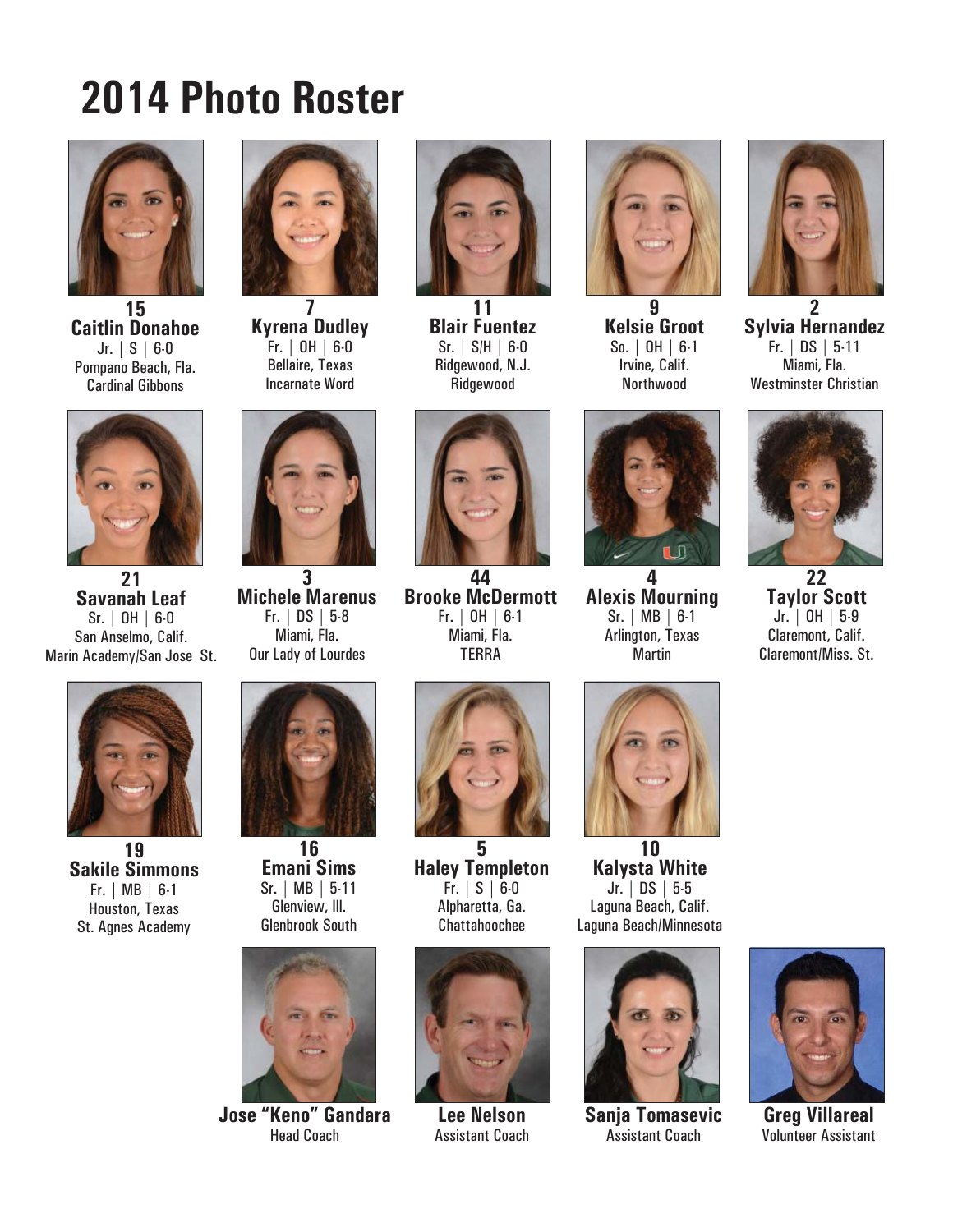# 2014 Photo Roster

**15**
**Caitlin Donahoe**
Jr. | S | 6-0
Pompano Beach, Fla.
Cardinal Gibbons

**7**
**Kyrena Dudley**
Fr. | OH | 6-0
Bellaire, Texas
Incarnate Word

**11**
**Blair Fuentez**
Sr. | S/H | 6-0
Ridgewood, N.J.
Ridgewood

**9**
**Kelsie Groot**
So. | OH | 6-1
Irvine, Calif.
Northwood

**2**
**Sylvia Hernandez**
Fr. | DS | 5-11
Miami, Fla.
Westminster Christian

**21**
**Savanah Leaf**
Sr. | OH | 6-0
San Anselmo, Calif.
Marin Academy/San Jose St.

**3**
**Michele Marenus**
Fr. | DS | 5-8
Miami, Fla.
Our Lady of Lourdes

**44**
**Brooke McDermott**
Fr. | OH | 6-1
Miami, Fla.
TERRA

**4**
**Alexis Mourning**
Sr. | MB | 6-1
Arlington, Texas
Martin

**22**
**Taylor Scott**
Jr. | OH | 5-9
Claremont, Calif.
Claremont/Miss. St.

**19**
**Sakile Simmons**
Fr. | MB | 6-1
Houston, Texas
St. Agnes Academy

**16**
**Emani Sims**
Sr. | MB | 5-11
Glenview, Ill.
Glenbrook South

**5**
**Haley Templeton**
Fr. | S | 6-0
Alpharetta, Ga.
Chattahoochee

**10**
**Kalysta White**
Jr. | DS | 5-5
Laguna Beach, Calif.
Laguna Beach/Minnesota

**Jose "Keno" Gandara**
Head Coach

**Lee Nelson**
Assistant Coach

**Sanja Tomasevic**
Assistant Coach

**Greg Villareal**
Volunteer Assistant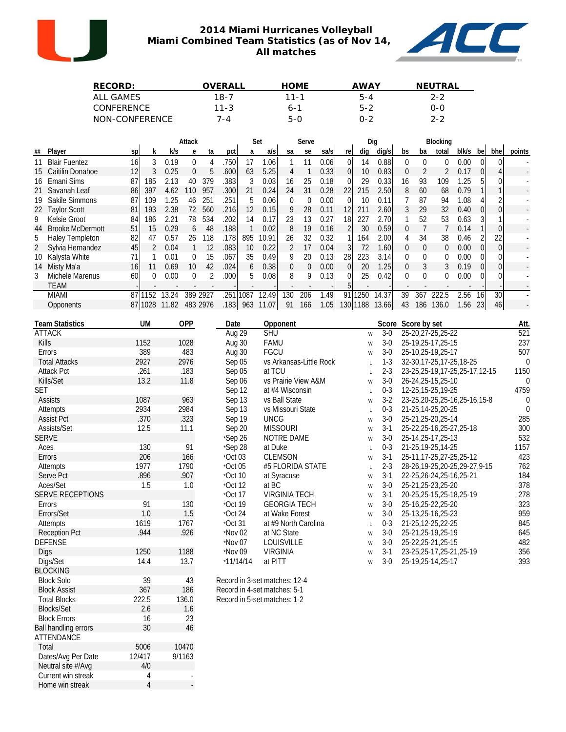# 2014 Miami Hurricanes Volleyball
## Miami Combined Team Statistics (as of Nov 14, All matches

| RECORD: | OVERALL | HOME | AWAY | NEUTRAL |
|---|---|---|---|---|
| ALL GAMES | 18-7 | 11-1 | 5-4 | 2-2 |
| CONFERENCE | 11-3 | 6-1 | 5-2 | 0-0 |
| NON-CONFERENCE | 7-4 | 5-0 | 0-2 | 2-2 |

| | | | Attack | | | | | Set | | Serve | | | | Dig | | | Blocking | | | | | | |
|---|---|---|---|---|---|---|---|---|---|---|---|---|---|---|---|---|---|---|---|---|---|---|---|
| ## | Player | sp | k | k/s | e | ta | pct | a | a/s | sa | se | sa/s | re | dig | dig/s | bs | ba | total | blk/s | be | bhe | points |
| 11 | Blair Fuentez | 16 | 3 | 0.19 | 0 | 4 | .750 | 17 | 1.06 | 1 | 11 | 0.06 | 0 | 14 | 0.88 | 0 | 0 | 0 | 0.00 | 0 | 0 | - |
| 15 | Caitilin Donahoe | 12 | 3 | 0.25 | 0 | 5 | .600 | 63 | 5.25 | 4 | 1 | 0.33 | 0 | 10 | 0.83 | 0 | 2 | 2 | 0.17 | 0 | 4 | - |
| 16 | Emani Sims | 87 | 185 | 2.13 | 40 | 379 | .383 | 3 | 0.03 | 16 | 25 | 0.18 | 0 | 29 | 0.33 | 16 | 93 | 109 | 1.25 | 5 | 0 | - |
| 21 | Savanah Leaf | 86 | 397 | 4.62 | 110 | 957 | .300 | 21 | 0.24 | 24 | 31 | 0.28 | 22 | 215 | 2.50 | 8 | 60 | 68 | 0.79 | 1 | 1 | - |
| 19 | Sakile Simmons | 87 | 109 | 1.25 | 46 | 251 | .251 | 5 | 0.06 | 0 | 0 | 0.00 | 0 | 10 | 0.11 | 7 | 87 | 94 | 1.08 | 4 | 2 | - |
| 22 | Taylor Scott | 81 | 193 | 2.38 | 72 | 560 | .216 | 12 | 0.15 | 9 | 28 | 0.11 | 12 | 211 | 2.60 | 3 | 29 | 32 | 0.40 | 0 | 0 | - |
| 9 | Kelsie Groot | 84 | 186 | 2.21 | 78 | 534 | .202 | 14 | 0.17 | 23 | 13 | 0.27 | 18 | 227 | 2.70 | 1 | 52 | 53 | 0.63 | 3 | 1 | - |
| 44 | Brooke McDermott | 51 | 15 | 0.29 | 6 | 48 | .188 | 1 | 0.02 | 8 | 19 | 0.16 | 2 | 30 | 0.59 | 0 | 7 | 7 | 0.14 | 1 | 0 | - |
| 5 | Haley Templeton | 82 | 47 | 0.57 | 26 | 118 | .178 | 895 | 10.91 | 26 | 32 | 0.32 | 1 | 164 | 2.00 | 4 | 34 | 38 | 0.46 | 2 | 22 | - |
| 2 | Sylvia Hernandez | 45 | 2 | 0.04 | 1 | 12 | .083 | 10 | 0.22 | 2 | 17 | 0.04 | 3 | 72 | 1.60 | 0 | 0 | 0 | 0.00 | 0 | 0 | - |
| 10 | Kalysta White | 71 | 1 | 0.01 | 0 | 15 | .067 | 35 | 0.49 | 9 | 20 | 0.13 | 28 | 223 | 3.14 | 0 | 0 | 0 | 0.00 | 0 | 0 | - |
| 14 | Misty Ma'a | 16 | 11 | 0.69 | 10 | 42 | .024 | 6 | 0.38 | 0 | 0 | 0.00 | 0 | 20 | 1.25 | 0 | 3 | 3 | 0.19 | 0 | 0 | - |
| 3 | Michele Marenus | 60 | 0 | 0.00 | 0 | 2 | .000 | 5 | 0.08 | 8 | 9 | 0.13 | 0 | 25 | 0.42 | 0 | 0 | 0 | 0.00 | 0 | 0 | - |
| | TEAM | - | - | - | - | - | - | - | - | - | - | - | 5 | - | - | - | - | - | - | - | - | - |
| | MIAMI | 87 | 1152 | 13.24 | 389 | 2927 | .261 | 1087 | 12.49 | 130 | 206 | 1.49 | 91 | 1250 | 14.37 | 39 | 367 | 222.5 | 2.56 | 16 | 30 | - |
| | Opponents | 87 | 1028 | 11.82 | 483 | 2976 | .183 | 963 | 11.07 | 91 | 166 | 1.05 | 130 | 1188 | 13.66 | 43 | 186 | 136.0 | 1.56 | 23 | 46 | - |

| Team Statistics | UM | OPP |
|---|---|---|
| ATTACK | | |
| Kills | 1152 | 1028 |
| Errors | 389 | 483 |
| Total Attacks | 2927 | 2976 |
| Attack Pct | .261 | .183 |
| Kills/Set | 13.2 | 11.8 |
| SET | | |
| Assists | 1087 | 963 |
| Attempts | 2934 | 2984 |
| Assist Pct | .370 | .323 |
| Assists/Set | 12.5 | 11.1 |
| SERVE | | |
| Aces | 130 | 91 |
| Errors | 206 | 166 |
| Attempts | 1977 | 1790 |
| Serve Pct | .896 | .907 |
| Aces/Set | 1.5 | 1.0 |
| SERVE RECEPTIONS | | |
| Errors | 91 | 130 |
| Errors/Set | 1.0 | 1.5 |
| Attempts | 1619 | 1767 |
| Reception Pct | .944 | .926 |
| DEFENSE | | |
| Digs | 1250 | 1188 |
| Digs/Set | 14.4 | 13.7 |
| BLOCKING | | |
| Block Solo | 39 | 43 |
| Block Assist | 367 | 186 |
| Total Blocks | 222.5 | 136.0 |
| Blocks/Set | 2.6 | 1.6 |
| Block Errors | 16 | 23 |
| Ball handling errors | 30 | 46 |
| ATTENDANCE | | |
| Total | 5006 | 10470 |
| Dates/Avg Per Date | 12/417 | 9/1163 |
| Neutral site #/Avg | 4/0 | |
| Current win streak | 4 | - |
| Home win streak | 4 | - |

| Date | Opponent | | Score | Score by set | Att. |
|---|---|---|---|---|---|
| Aug 29 | SHU | W | 3-0 | 25-20,27-25,25-22 | 521 |
| Aug 30 | FAMU | W | 3-0 | 25-19,25-17,25-15 | 237 |
| Aug 30 | FGCU | W | 3-0 | 25-10,25-19,25-17 | 507 |
| Sep 05 | vs Arkansas-Little Rock | L | 1-3 | 32-30,17-25,17-25,18-25 | 0 |
| Sep 05 | at TCU | L | 2-3 | 23-25,25-19,17-25,25-17,12-15 | 1150 |
| Sep 06 | vs Prairie View A&M | W | 3-0 | 26-24,25-15,25-10 | 0 |
| Sep 12 | at #4 Wisconsin | L | 0-3 | 12-25,15-25,19-25 | 4759 |
| Sep 13 | vs Ball State | W | 3-2 | 23-25,20-25,25-16,25-16,15-8 | 0 |
| Sep 13 | vs Missouri State | L | 0-3 | 21-25,14-25,20-25 | 0 |
| Sep 19 | UNCG | W | 3-0 | 25-21,25-20,25-14 | 285 |
| Sep 20 | MISSOURI | W | 3-1 | 25-22,25-16,25-27,25-18 | 300 |
| *Sep 26 | NOTRE DAME | W | 3-0 | 25-14,25-17,25-13 | 532 |
| *Sep 28 | at Duke | L | 0-3 | 21-25,19-25,14-25 | 1157 |
| *Oct 03 | CLEMSON | W | 3-1 | 25-11,17-25,27-25,25-12 | 423 |
| *Oct 05 | #5 FLORIDA STATE | L | 2-3 | 28-26,19-25,20-25,29-27,9-15 | 762 |
| *Oct 10 | at Syracuse | W | 3-1 | 22-25,26-24,25-16,25-21 | 184 |
| *Oct 12 | at BC | W | 3-0 | 25-21,25-23,25-20 | 378 |
| *Oct 17 | VIRGINIA TECH | W | 3-1 | 20-25,25-15,25-18,25-19 | 278 |
| *Oct 19 | GEORGIA TECH | W | 3-0 | 25-16,25-22,25-20 | 323 |
| *Oct 24 | at Wake Forest | W | 3-0 | 25-13,25-16,25-23 | 959 |
| *Oct 31 | at #9 North Carolina | L | 0-3 | 21-25,12-25,22-25 | 845 |
| *Nov 02 | at NC State | W | 3-0 | 25-21,25-19,25-19 | 645 |
| *Nov 07 | LOUISVILLE | W | 3-0 | 25-22,25-21,25-15 | 482 |
| *Nov 09 | VIRGINIA | W | 3-1 | 23-25,25-17,25-21,25-19 | 356 |
| *11/14/14 | at PITT | W | 3-0 | 25-19,25-14,25-17 | 393 |

Record in 3-set matches: 12-4
Record in 4-set matches: 5-1
Record in 5-set matches: 1-2